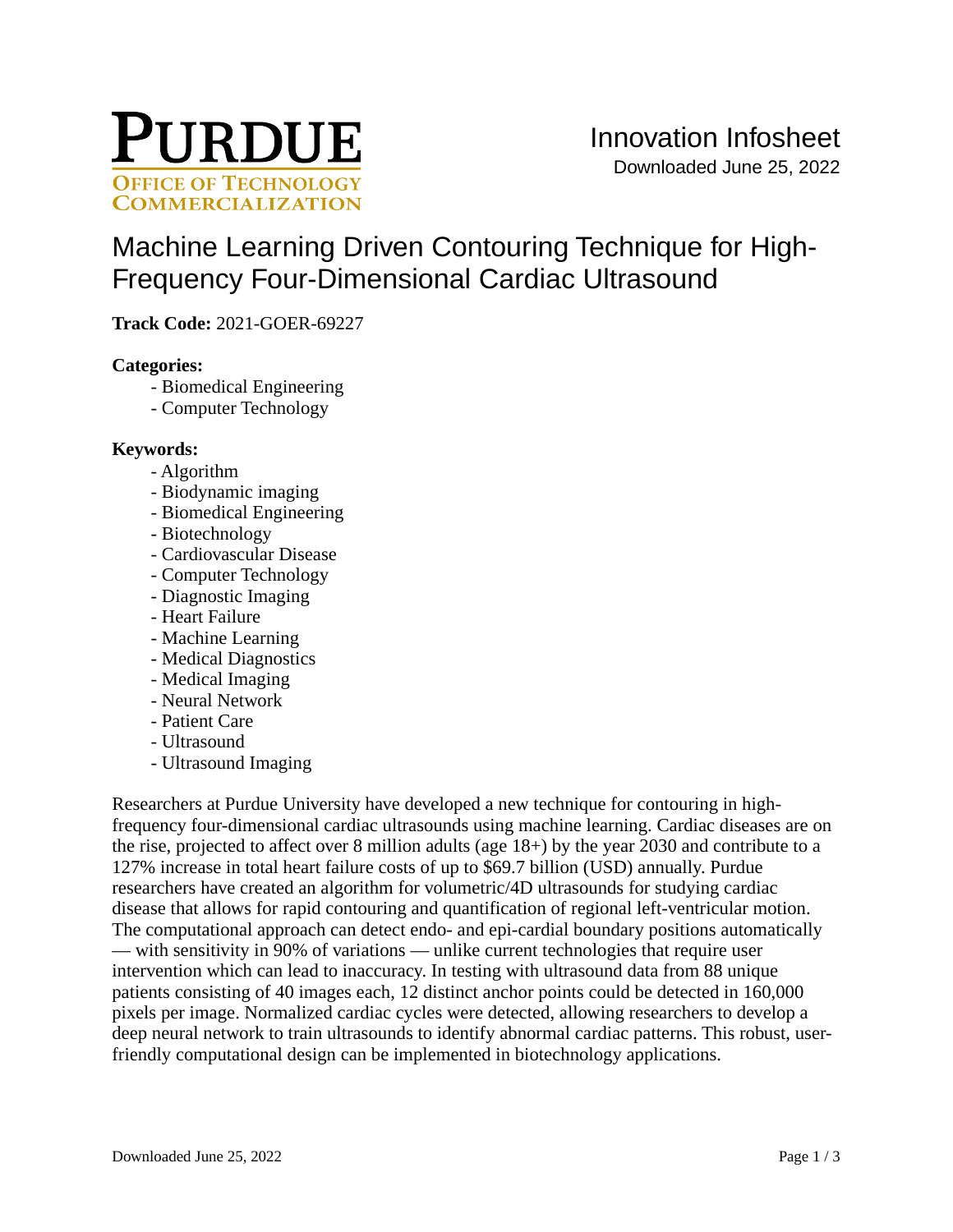PURDUE
OFFICE OF TECHNOLOGY COMMERCIALIZATION

Innovation Infosheet
Downloaded June 25, 2022

# Machine Learning Driven Contouring Technique for High-Frequency Four-Dimensional Cardiac Ultrasound

**Track Code:** 2021-GOER-69227

**Categories:**

- Biomedical Engineering
- Computer Technology

**Keywords:**

- Algorithm
- Biodynamic imaging
- Biomedical Engineering
- Biotechnology
- Cardiovascular Disease
- Computer Technology
- Diagnostic Imaging
- Heart Failure
- Machine Learning
- Medical Diagnostics
- Medical Imaging
- Neural Network
- Patient Care
- Ultrasound
- Ultrasound Imaging

Researchers at Purdue University have developed a new technique for contouring in high-frequency four-dimensional cardiac ultrasounds using machine learning. Cardiac diseases are on the rise, projected to affect over 8 million adults (age 18+) by the year 2030 and contribute to a 127% increase in total heart failure costs of up to $69.7 billion (USD) annually. Purdue researchers have created an algorithm for volumetric/4D ultrasounds for studying cardiac disease that allows for rapid contouring and quantification of regional left-ventricular motion. The computational approach can detect endo- and epi-cardial boundary positions automatically — with sensitivity in 90% of variations — unlike current technologies that require user intervention which can lead to inaccuracy. In testing with ultrasound data from 88 unique patients consisting of 40 images each, 12 distinct anchor points could be detected in 160,000 pixels per image. Normalized cardiac cycles were detected, allowing researchers to develop a deep neural network to train ultrasounds to identify abnormal cardiac patterns. This robust, user-friendly computational design can be implemented in biotechnology applications.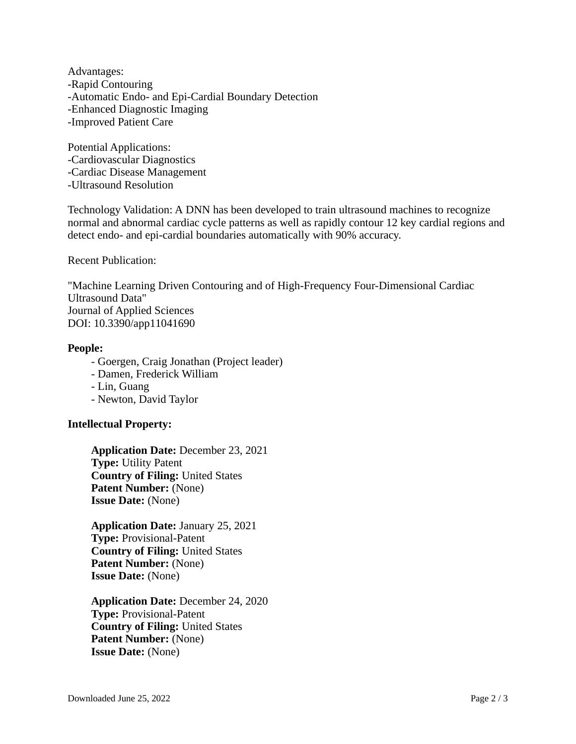Advantages:
-Rapid Contouring
-Automatic Endo- and Epi-Cardial Boundary Detection
-Enhanced Diagnostic Imaging
-Improved Patient Care

Potential Applications:
-Cardiovascular Diagnostics
-Cardiac Disease Management
-Ultrasound Resolution

Technology Validation: A DNN has been developed to train ultrasound machines to recognize normal and abnormal cardiac cycle patterns as well as rapidly contour 12 key cardial regions and detect endo- and epi-cardial boundaries automatically with 90% accuracy.

Recent Publication:

"Machine Learning Driven Contouring and of High-Frequency Four-Dimensional Cardiac Ultrasound Data"
Journal of Applied Sciences
DOI: 10.3390/app11041690

**People:**

- Goergen, Craig Jonathan (Project leader)
- Damen, Frederick William
- Lin, Guang
- Newton, David Taylor

**Intellectual Property:**

**Application Date:** December 23, 2021
**Type:** Utility Patent
**Country of Filing:** United States
**Patent Number:** (None)
**Issue Date:** (None)

**Application Date:** January 25, 2021
**Type:** Provisional-Patent
**Country of Filing:** United States
**Patent Number:** (None)
**Issue Date:** (None)

**Application Date:** December 24, 2020
**Type:** Provisional-Patent
**Country of Filing:** United States
**Patent Number:** (None)
**Issue Date:** (None)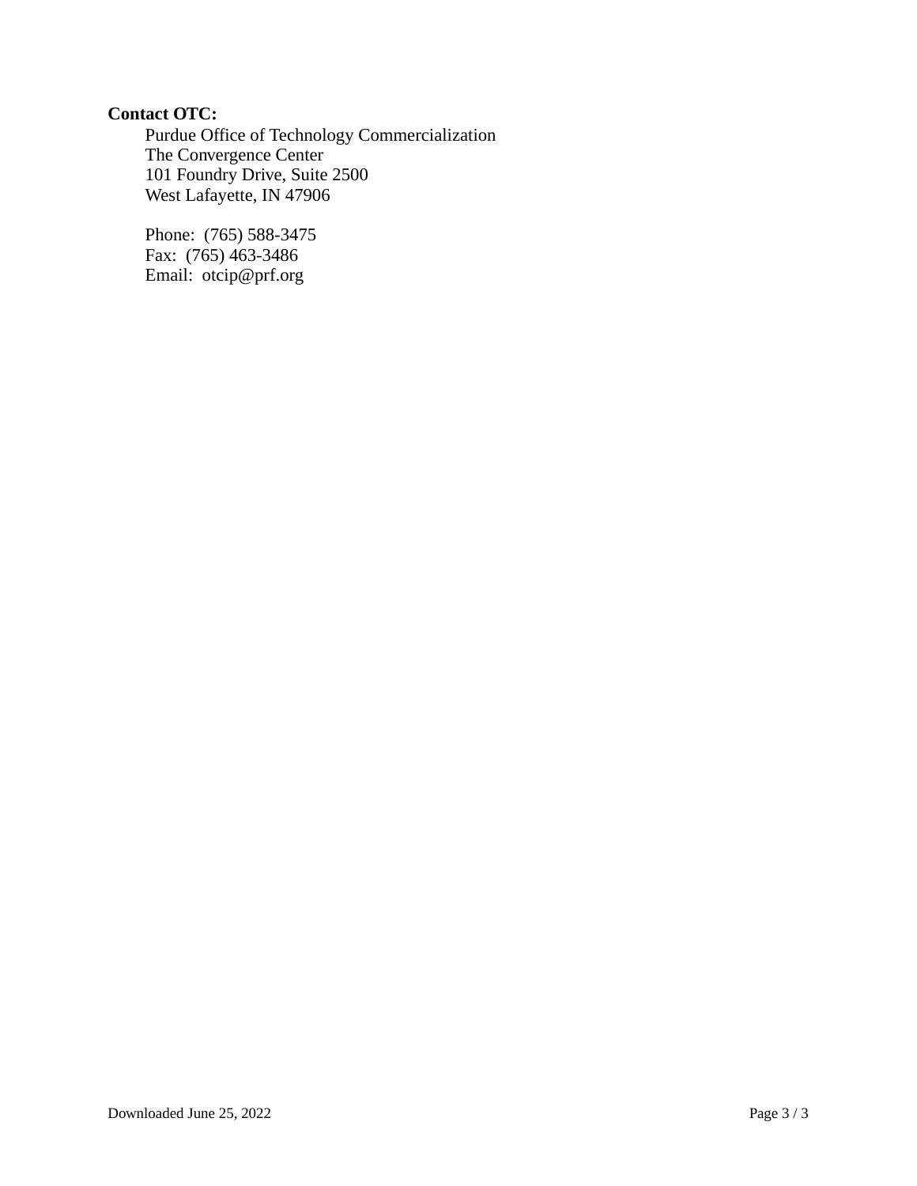**Contact OTC:**

Purdue Office of Technology Commercialization
The Convergence Center
101 Foundry Drive, Suite 2500
West Lafayette, IN 47906

Phone: (765) 588-3475
Fax: (765) 463-3486
Email: otcip@prf.org